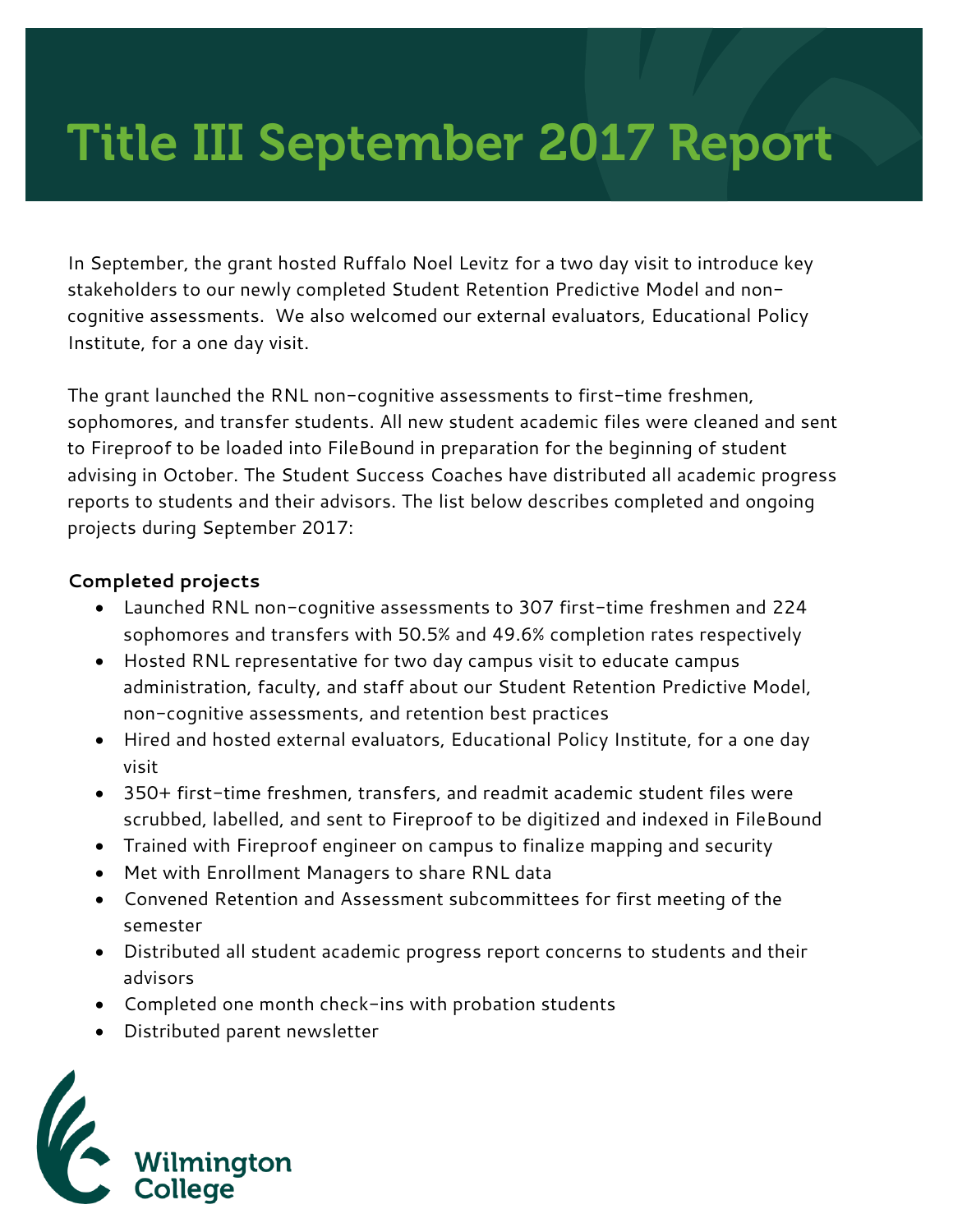# Title III September 2017 Report

In September, the grant hosted Ruffalo Noel Levitz for a two day visit to introduce key stakeholders to our newly completed Student Retention Predictive Model and non-cognitive assessments. We also welcomed our external evaluators, Educational Policy Institute, for a one day visit.

The grant launched the RNL non-cognitive assessments to first-time freshmen, sophomores, and transfer students. All new student academic files were cleaned and sent to Fireproof to be loaded into FileBound in preparation for the beginning of student advising in October. The Student Success Coaches have distributed all academic progress reports to students and their advisors. The list below describes completed and ongoing projects during September 2017:

**Completed projects**

- Launched RNL non-cognitive assessments to 307 first-time freshmen and 224 sophomores and transfers with 50.5% and 49.6% completion rates respectively
- Hosted RNL representative for two day campus visit to educate campus administration, faculty, and staff about our Student Retention Predictive Model, non-cognitive assessments, and retention best practices
- Hired and hosted external evaluators, Educational Policy Institute, for a one day visit
- 350+ first-time freshmen, transfers, and readmit academic student files were scrubbed, labelled, and sent to Fireproof to be digitized and indexed in FileBound
- Trained with Fireproof engineer on campus to finalize mapping and security
- Met with Enrollment Managers to share RNL data
- Convened Retention and Assessment subcommittees for first meeting of the semester
- Distributed all student academic progress report concerns to students and their advisors
- Completed one month check-ins with probation students
- Distributed parent newsletter

Wilmington College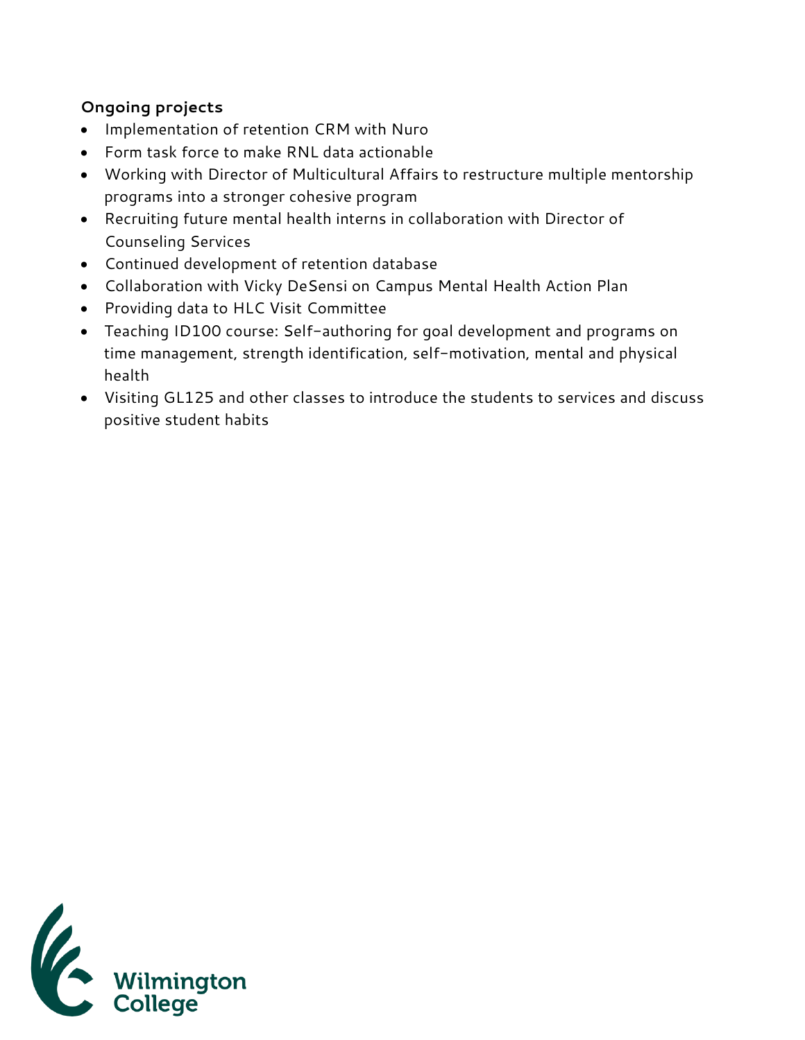**Ongoing projects**

- Implementation of retention CRM with Nuro
- Form task force to make RNL data actionable
- Working with Director of Multicultural Affairs to restructure multiple mentorship programs into a stronger cohesive program
- Recruiting future mental health interns in collaboration with Director of Counseling Services
- Continued development of retention database
- Collaboration with Vicky DeSensi on Campus Mental Health Action Plan
- Providing data to HLC Visit Committee
- Teaching ID100 course: Self-authoring for goal development and programs on time management, strength identification, self-motivation, mental and physical health
- Visiting GL125 and other classes to introduce the students to services and discuss positive student habits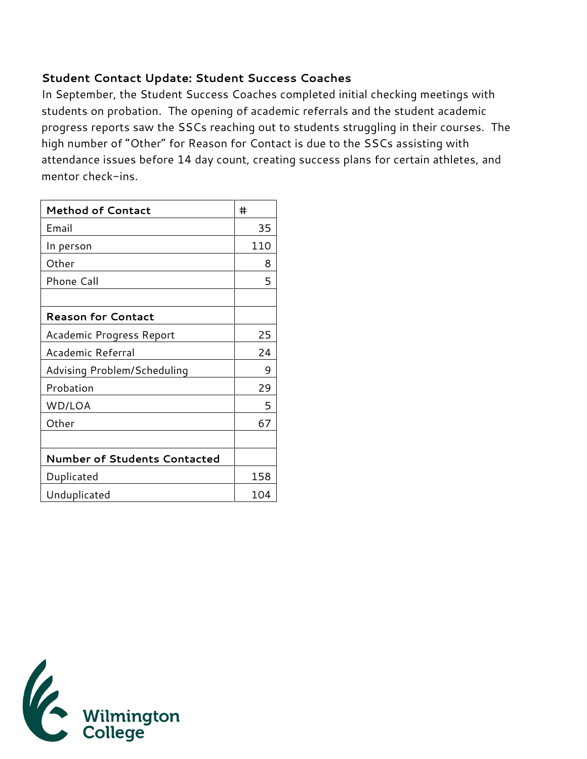**Student Contact Update: Student Success Coaches**

In September, the Student Success Coaches completed initial checking meetings with students on probation. The opening of academic referrals and the student academic progress reports saw the SSCs reaching out to students struggling in their courses. The high number of "Other" for Reason for Contact is due to the SSCs assisting with attendance issues before 14 day count, creating success plans for certain athletes, and mentor check-ins.

| **Method of Contact** | # |
|---|---|
| Email | 35 |
| In person | 110 |
| Other | 8 |
| Phone Call | 5 |
| | |
| **Reason for Contact** | |
| Academic Progress Report | 25 |
| Academic Referral | 24 |
| Advising Problem/Scheduling | 9 |
| Probation | 29 |
| WD/LOA | 5 |
| Other | 67 |
| | |
| **Number of Students Contacted** | |
| Duplicated | 158 |
| Unduplicated | 104 |

Wilmington College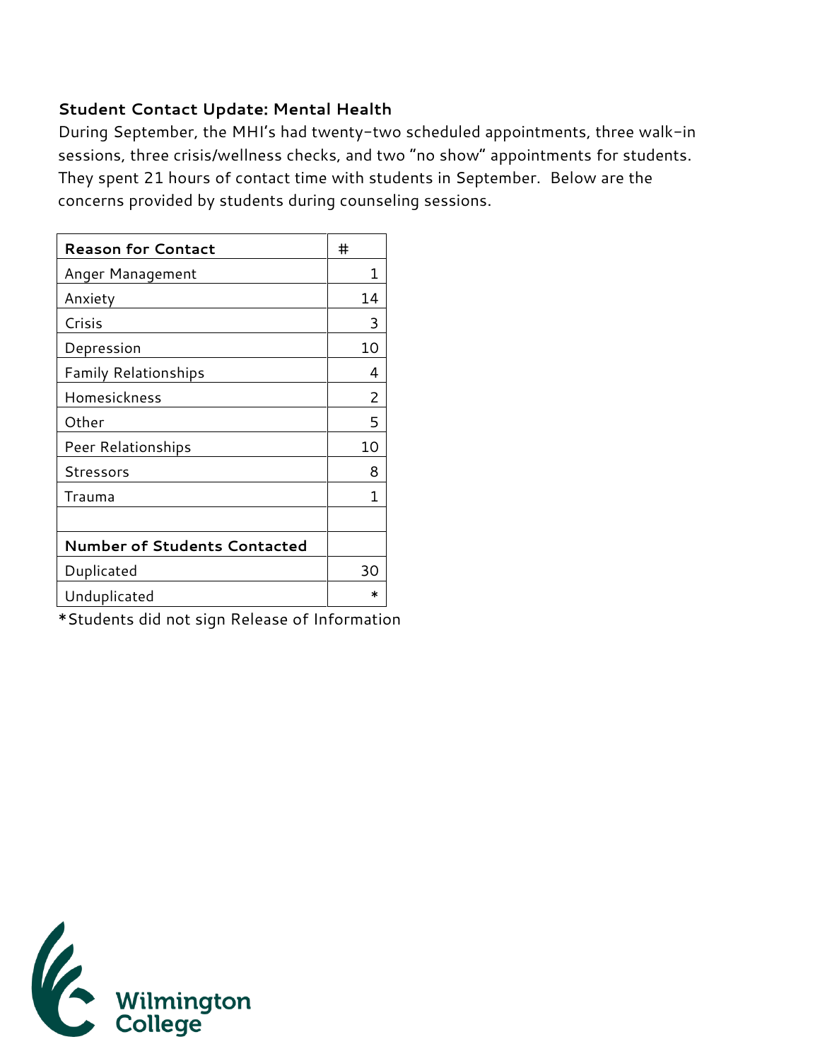**Student Contact Update: Mental Health**

During September, the MHI's had twenty-two scheduled appointments, three walk-in sessions, three crisis/wellness checks, and two "no show" appointments for students. They spent 21 hours of contact time with students in September. Below are the concerns provided by students during counseling sessions.

| **Reason for Contact** | # |
|---|---|
| Anger Management | 1 |
| Anxiety | 14 |
| Crisis | 3 |
| Depression | 10 |
| Family Relationships | 4 |
| Homesickness | 2 |
| Other | 5 |
| Peer Relationships | 10 |
| Stressors | 8 |
| Trauma | 1 |
| | |
| **Number of Students Contacted** | |
| Duplicated | 30 |
| Unduplicated | * |

*Students did not sign Release of Information

Wilmington College